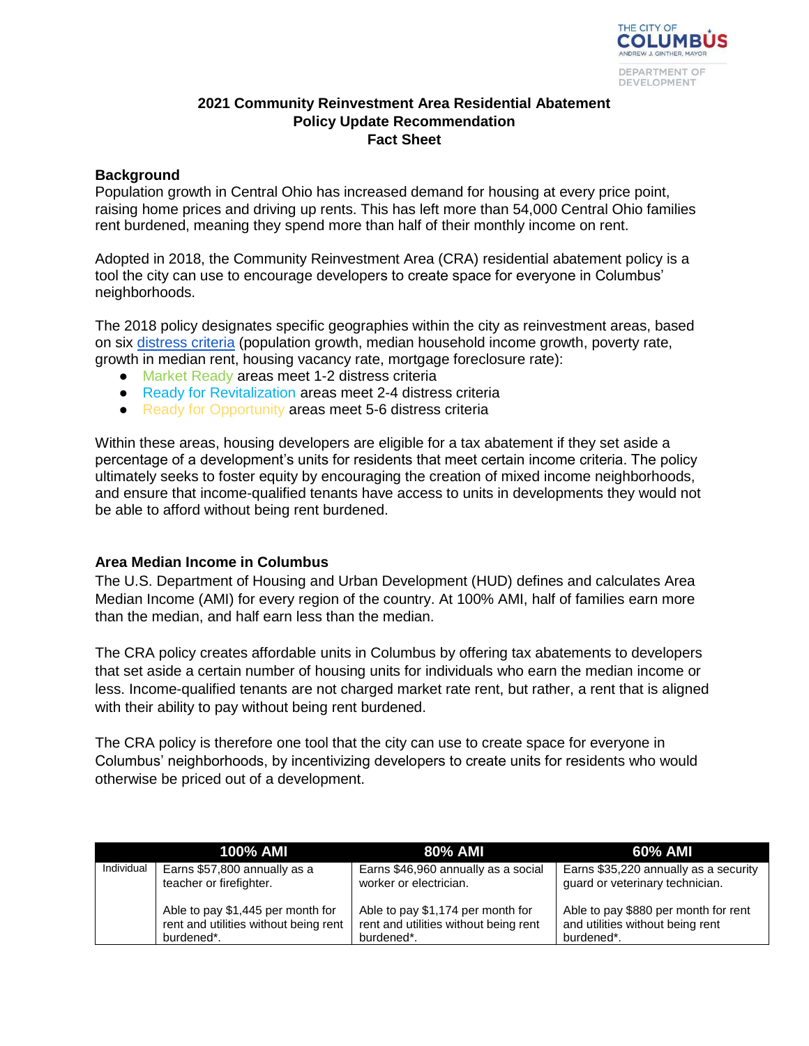# 2021 Community Reinvestment Area Residential Abatement Policy Update Recommendation Fact Sheet

## Background

Population growth in Central Ohio has increased demand for housing at every price point, raising home prices and driving up rents. This has left more than 54,000 Central Ohio families rent burdened, meaning they spend more than half of their monthly income on rent.

Adopted in 2018, the Community Reinvestment Area (CRA) residential abatement policy is a tool the city can use to encourage developers to create space for everyone in Columbus' neighborhoods.

The 2018 policy designates specific geographies within the city as reinvestment areas, based on six distress criteria (population growth, median household income growth, poverty rate, growth in median rent, housing vacancy rate, mortgage foreclosure rate):

- Market Ready areas meet 1-2 distress criteria
- Ready for Revitalization areas meet 2-4 distress criteria
- Ready for Opportunity areas meet 5-6 distress criteria

Within these areas, housing developers are eligible for a tax abatement if they set aside a percentage of a development's units for residents that meet certain income criteria. The policy ultimately seeks to foster equity by encouraging the creation of mixed income neighborhoods, and ensure that income-qualified tenants have access to units in developments they would not be able to afford without being rent burdened.

## Area Median Income in Columbus

The U.S. Department of Housing and Urban Development (HUD) defines and calculates Area Median Income (AMI) for every region of the country. At 100% AMI, half of families earn more than the median, and half earn less than the median.

The CRA policy creates affordable units in Columbus by offering tax abatements to developers that set aside a certain number of housing units for individuals who earn the median income or less. Income-qualified tenants are not charged market rate rent, but rather, a rent that is aligned with their ability to pay without being rent burdened.

The CRA policy is therefore one tool that the city can use to create space for everyone in Columbus' neighborhoods, by incentivizing developers to create units for residents who would otherwise be priced out of a development.

| | 100% AMI | 80% AMI | 60% AMI |
|---|---|---|---|
| Individual | Earns $57,800 annually as a teacher or firefighter.<br><br>Able to pay $1,445 per month for rent and utilities without being rent burdened*. | Earns $46,960 annually as a social worker or electrician.<br><br>Able to pay $1,174 per month for rent and utilities without being rent burdened*. | Earns $35,220 annually as a security guard or veterinary technician.<br><br>Able to pay $880 per month for rent and utilities without being rent burdened*. |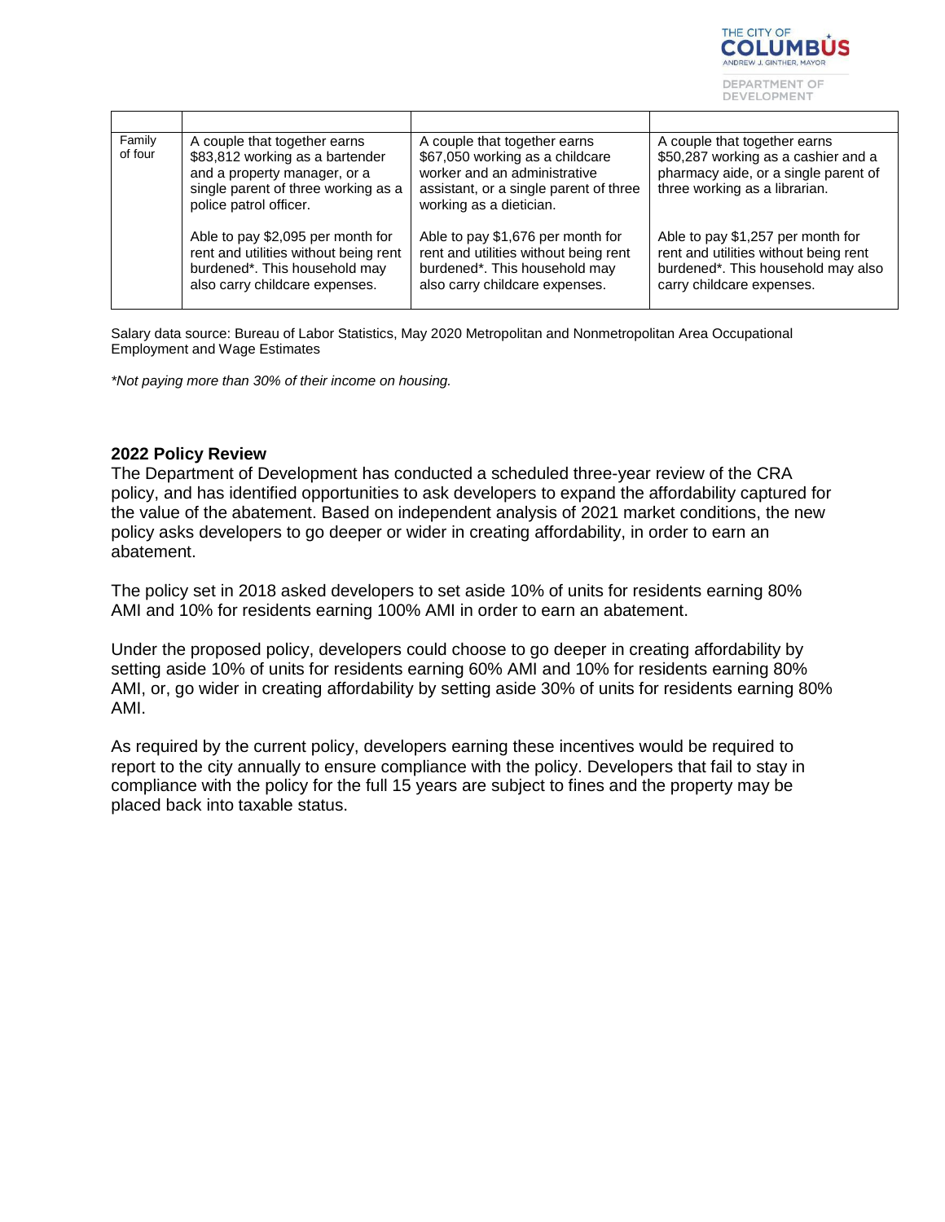| | | | |
|---|---|---|---|
| Family of four | A couple that together earns $83,812 working as a bartender and a property manager, or a single parent of three working as a police patrol officer.<br><br>Able to pay $2,095 per month for rent and utilities without being rent burdened*. This household may also carry childcare expenses. | A couple that together earns $67,050 working as a childcare worker and an administrative assistant, or a single parent of three working as a dietician.<br><br>Able to pay $1,676 per month for rent and utilities without being rent burdened*. This household may also carry childcare expenses. | A couple that together earns $50,287 working as a cashier and a pharmacy aide, or a single parent of three working as a librarian.<br><br>Able to pay $1,257 per month for rent and utilities without being rent burdened*. This household may also carry childcare expenses. |

Salary data source: Bureau of Labor Statistics, May 2020 Metropolitan and Nonmetropolitan Area Occupational Employment and Wage Estimates

*\*Not paying more than 30% of their income on housing.*

**2022 Policy Review**

The Department of Development has conducted a scheduled three-year review of the CRA policy, and has identified opportunities to ask developers to expand the affordability captured for the value of the abatement. Based on independent analysis of 2021 market conditions, the new policy asks developers to go deeper or wider in creating affordability, in order to earn an abatement.

The policy set in 2018 asked developers to set aside 10% of units for residents earning 80% AMI and 10% for residents earning 100% AMI in order to earn an abatement.

Under the proposed policy, developers could choose to go deeper in creating affordability by setting aside 10% of units for residents earning 60% AMI and 10% for residents earning 80% AMI, or, go wider in creating affordability by setting aside 30% of units for residents earning 80% AMI.

As required by the current policy, developers earning these incentives would be required to report to the city annually to ensure compliance with the policy. Developers that fail to stay in compliance with the policy for the full 15 years are subject to fines and the property may be placed back into taxable status.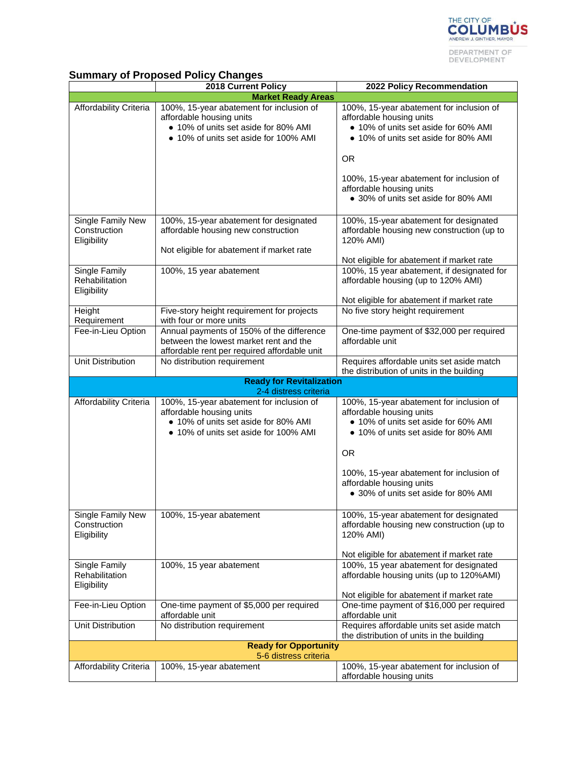THE CITY OF COLUMBUS
ANDREW J. GINTHER, MAYOR
DEPARTMENT OF DEVELOPMENT

## Summary of Proposed Policy Changes

| | 2018 Current Policy | 2022 Policy Recommendation |
|---|---|---|
| **Market Ready Areas** | | |
| Affordability Criteria | 100%, 15-year abatement for inclusion of affordable housing units<br>• 10% of units set aside for 80% AMI<br>• 10% of units set aside for 100% AMI | 100%, 15-year abatement for inclusion of affordable housing units<br>• 10% of units set aside for 60% AMI<br>• 10% of units set aside for 80% AMI<br><br>OR<br><br>100%, 15-year abatement for inclusion of affordable housing units<br>• 30% of units set aside for 80% AMI |
| Single Family New Construction Eligibility | 100%, 15-year abatement for designated affordable housing new construction<br><br>Not eligible for abatement if market rate | 100%, 15-year abatement for designated affordable housing new construction (up to 120% AMI)<br><br>Not eligible for abatement if market rate |
| Single Family Rehabilitation Eligibility | 100%, 15 year abatement | 100%, 15 year abatement, if designated for affordable housing (up to 120% AMI)<br><br>Not eligible for abatement if market rate |
| Height Requirement | Five-story height requirement for projects with four or more units | No five story height requirement |
| Fee-in-Lieu Option | Annual payments of 150% of the difference between the lowest market rent and the affordable rent per required affordable unit | One-time payment of $32,000 per required affordable unit |
| Unit Distribution | No distribution requirement | Requires affordable units set aside match the distribution of units in the building |
| **Ready for Revitalization**<br>2-4 distress criteria | | |
| Affordability Criteria | 100%, 15-year abatement for inclusion of affordable housing units<br>• 10% of units set aside for 80% AMI<br>• 10% of units set aside for 100% AMI | 100%, 15-year abatement for inclusion of affordable housing units<br>• 10% of units set aside for 60% AMI<br>• 10% of units set aside for 80% AMI<br><br>OR<br><br>100%, 15-year abatement for inclusion of affordable housing units<br>• 30% of units set aside for 80% AMI |
| Single Family New Construction Eligibility | 100%, 15-year abatement | 100%, 15-year abatement for designated affordable housing new construction (up to 120% AMI)<br><br>Not eligible for abatement if market rate |
| Single Family Rehabilitation Eligibility | 100%, 15 year abatement | 100%, 15 year abatement for designated affordable housing units (up to 120%AMI)<br><br>Not eligible for abatement if market rate |
| Fee-in-Lieu Option | One-time payment of $5,000 per required affordable unit | One-time payment of $16,000 per required affordable unit |
| Unit Distribution | No distribution requirement | Requires affordable units set aside match the distribution of units in the building |
| **Ready for Opportunity**<br>5-6 distress criteria | | |
| Affordability Criteria | 100%, 15-year abatement | 100%, 15-year abatement for inclusion of affordable housing units |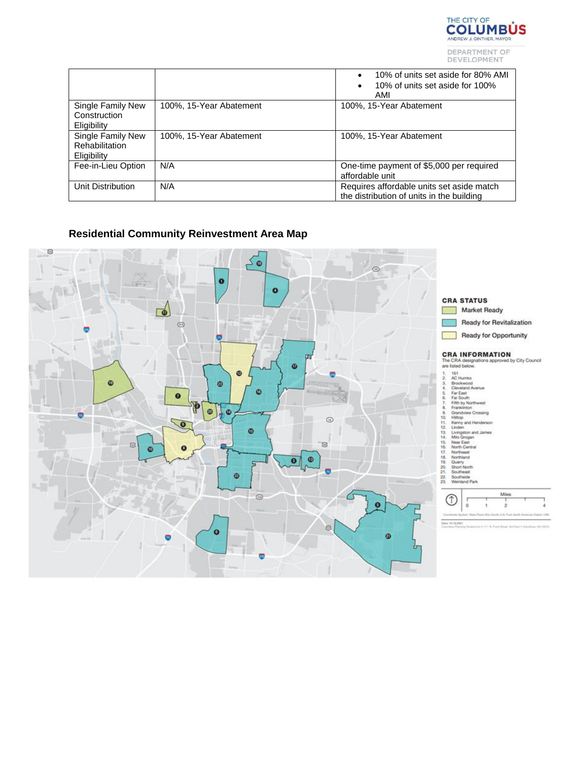| | | |
|---|---|---|
| | | • 10% of units set aside for 80% AMI<br>• 10% of units set aside for 100% AMI |
| Single Family New Construction Eligibility | 100%, 15-Year Abatement | 100%, 15-Year Abatement |
| Single Family New Rehabilitation Eligibility | 100%, 15-Year Abatement | 100%, 15-Year Abatement |
| Fee-in-Lieu Option | N/A | One-time payment of $5,000 per required affordable unit |
| Unit Distribution | N/A | Requires affordable units set aside match the distribution of units in the building |

## Residential Community Reinvestment Area Map

CRA STATUS

Market Ready

Ready for Revitalization

Ready for Opportunity

CRA INFORMATION

The CRA designations approved by City Council are listed below.

1. 161
2. AC Humko
3. Brookwood
4. Cleveland Avenue
5. Far East
6. Far South
7. Fifth by Northwest
8. Franklinton
9. Grandview Crossing
10. Hilltop
11. Kenny and Henderson
12. Linden
13. Livingston and James
14. Milo Grogan
15. Near East
16. North Central
17. Northeast
18. Northland
19. Quarry
20. Short North
21. Southeast
22. Southside
23. Weinland Park

Miles

0 1 2 4